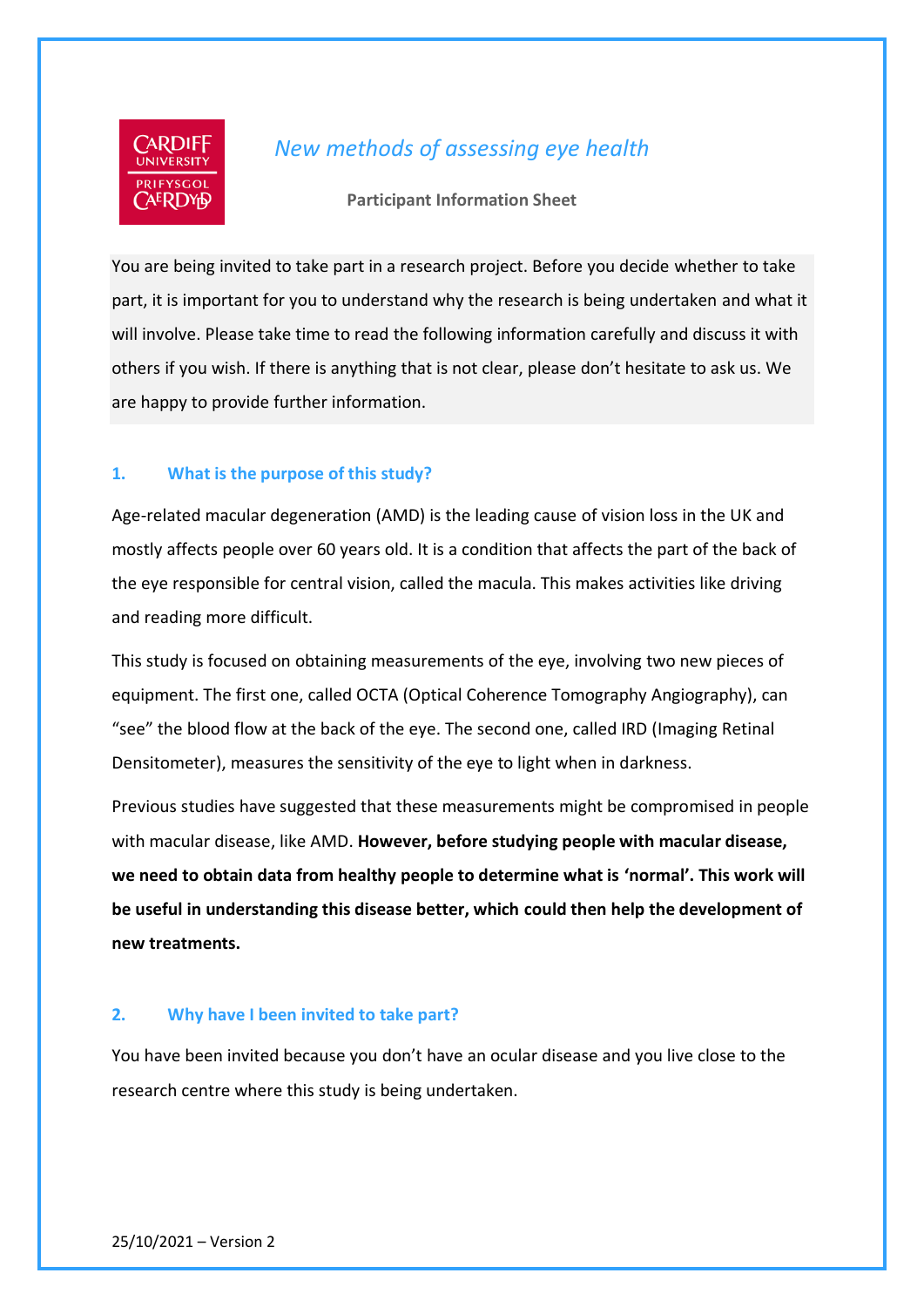# *New methods of assessing eye health*

**Participant Information Sheet**

You are being invited to take part in a research project. Before you decide whether to take part, it is important for you to understand why the research is being undertaken and what it will involve. Please take time to read the following information carefully and discuss it with others if you wish. If there is anything that is not clear, please don't hesitate to ask us. We are happy to provide further information.

## 1. What is the purpose of this study?

Age-related macular degeneration (AMD) is the leading cause of vision loss in the UK and mostly affects people over 60 years old. It is a condition that affects the part of the back of the eye responsible for central vision, called the macula. This makes activities like driving and reading more difficult.

This study is focused on obtaining measurements of the eye, involving two new pieces of equipment. The first one, called OCTA (Optical Coherence Tomography Angiography), can "see" the blood flow at the back of the eye. The second one, called IRD (Imaging Retinal Densitometer), measures the sensitivity of the eye to light when in darkness.

Previous studies have suggested that these measurements might be compromised in people with macular disease, like AMD. **However, before studying people with macular disease, we need to obtain data from healthy people to determine what is 'normal'. This work will be useful in understanding this disease better, which could then help the development of new treatments.**

## 2. Why have I been invited to take part?

You have been invited because you don't have an ocular disease and you live close to the research centre where this study is being undertaken.

25/10/2021 – Version 2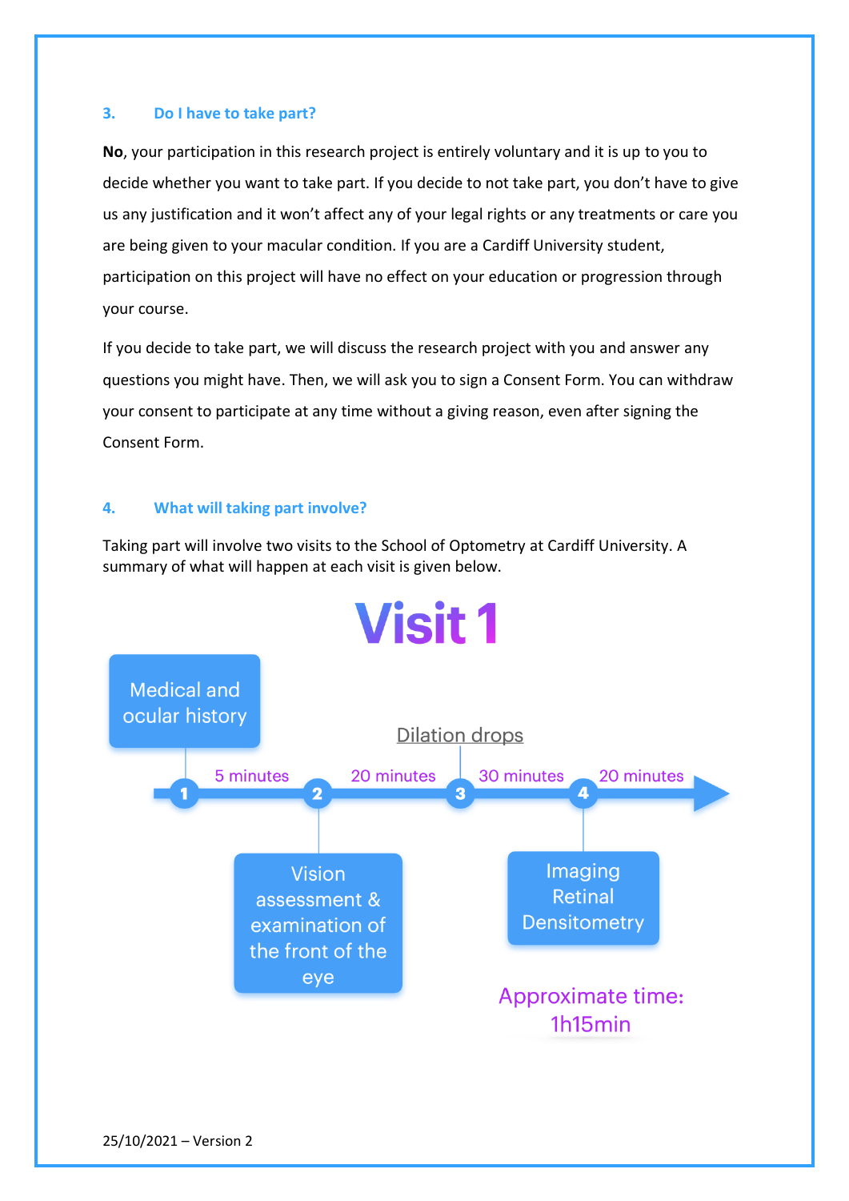### 3. Do I have to take part?

**No**, your participation in this research project is entirely voluntary and it is up to you to decide whether you want to take part. If you decide to not take part, you don't have to give us any justification and it won't affect any of your legal rights or any treatments or care you are being given to your macular condition. If you are a Cardiff University student, participation on this project will have no effect on your education or progression through your course.

If you decide to take part, we will discuss the research project with you and answer any questions you might have. Then, we will ask you to sign a Consent Form. You can withdraw your consent to participate at any time without a giving reason, even after signing the Consent Form.

### 4. What will taking part involve?

Taking part will involve two visits to the School of Optometry at Cardiff University. A summary of what will happen at each visit is given below.

## Visit 1

1. Medical and ocular history — 5 minutes
2. Vision assessment & examination of the front of the eye — 20 minutes
3. Dilation drops — 30 minutes
4. Imaging Retinal Densitometry — 20 minutes

Approximate time: 1h15min

25/10/2021 – Version 2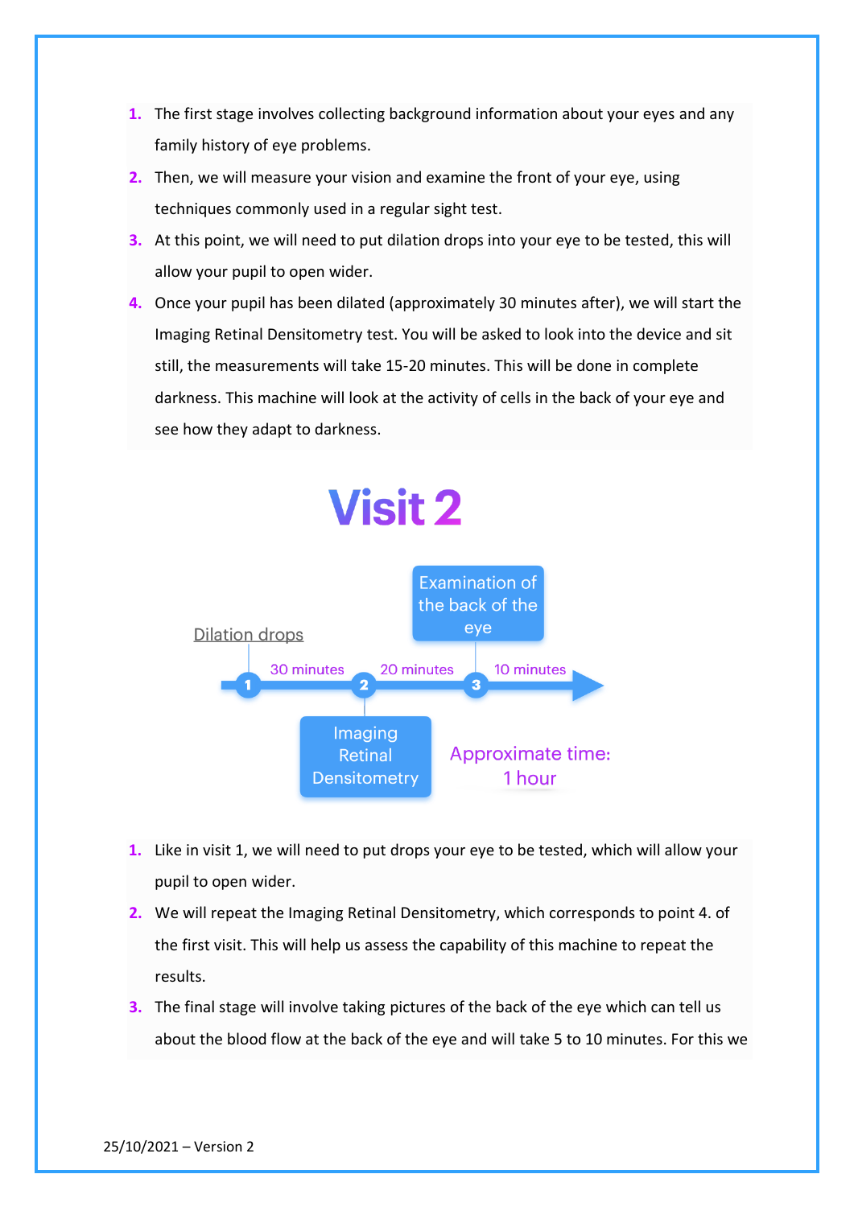1. The first stage involves collecting background information about your eyes and any family history of eye problems.
2. Then, we will measure your vision and examine the front of your eye, using techniques commonly used in a regular sight test.
3. At this point, we will need to put dilation drops into your eye to be tested, this will allow your pupil to open wider.
4. Once your pupil has been dilated (approximately 30 minutes after), we will start the Imaging Retinal Densitometry test. You will be asked to look into the device and sit still, the measurements will take 15-20 minutes. This will be done in complete darkness. This machine will look at the activity of cells in the back of your eye and see how they adapt to darkness.

# Visit 2

Dilation drops

1 — 30 minutes — 2 — 20 minutes — 3 — 10 minutes

1: Dilation drops
2: Imaging Retinal Densitometry
3: Examination of the back of the eye

Approximate time: 1 hour

1. Like in visit 1, we will need to put drops your eye to be tested, which will allow your pupil to open wider.
2. We will repeat the Imaging Retinal Densitometry, which corresponds to point 4. of the first visit. This will help us assess the capability of this machine to repeat the results.
3. The final stage will involve taking pictures of the back of the eye which can tell us about the blood flow at the back of the eye and will take 5 to 10 minutes. For this we

25/10/2021 – Version 2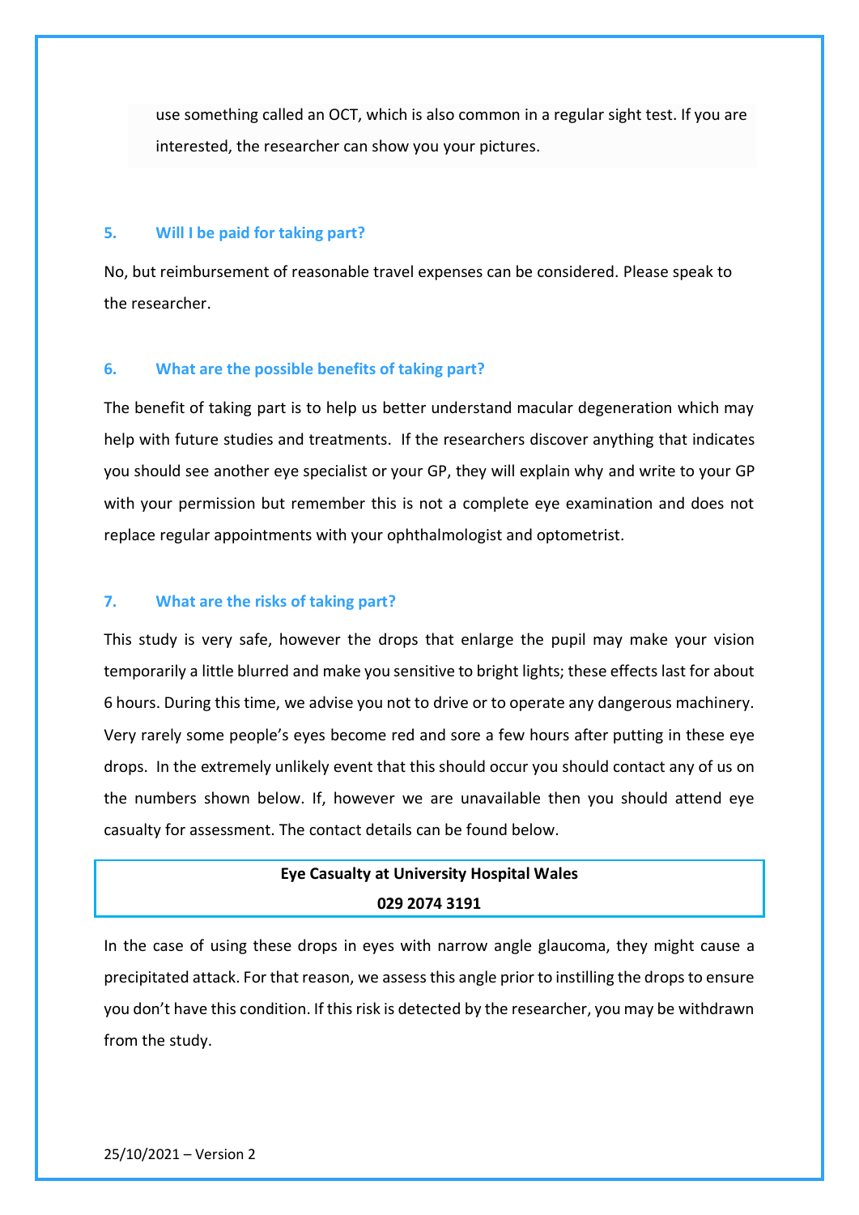use something called an OCT, which is also common in a regular sight test. If you are interested, the researcher can show you your pictures.

### 5. Will I be paid for taking part?

No, but reimbursement of reasonable travel expenses can be considered. Please speak to the researcher.

### 6. What are the possible benefits of taking part?

The benefit of taking part is to help us better understand macular degeneration which may help with future studies and treatments. If the researchers discover anything that indicates you should see another eye specialist or your GP, they will explain why and write to your GP with your permission but remember this is not a complete eye examination and does not replace regular appointments with your ophthalmologist and optometrist.

### 7. What are the risks of taking part?

This study is very safe, however the drops that enlarge the pupil may make your vision temporarily a little blurred and make you sensitive to bright lights; these effects last for about 6 hours. During this time, we advise you not to drive or to operate any dangerous machinery. Very rarely some people's eyes become red and sore a few hours after putting in these eye drops. In the extremely unlikely event that this should occur you should contact any of us on the numbers shown below. If, however we are unavailable then you should attend eye casualty for assessment. The contact details can be found below.

**Eye Casualty at University Hospital Wales**
**029 2074 3191**

In the case of using these drops in eyes with narrow angle glaucoma, they might cause a precipitated attack. For that reason, we assess this angle prior to instilling the drops to ensure you don't have this condition. If this risk is detected by the researcher, you may be withdrawn from the study.

25/10/2021 – Version 2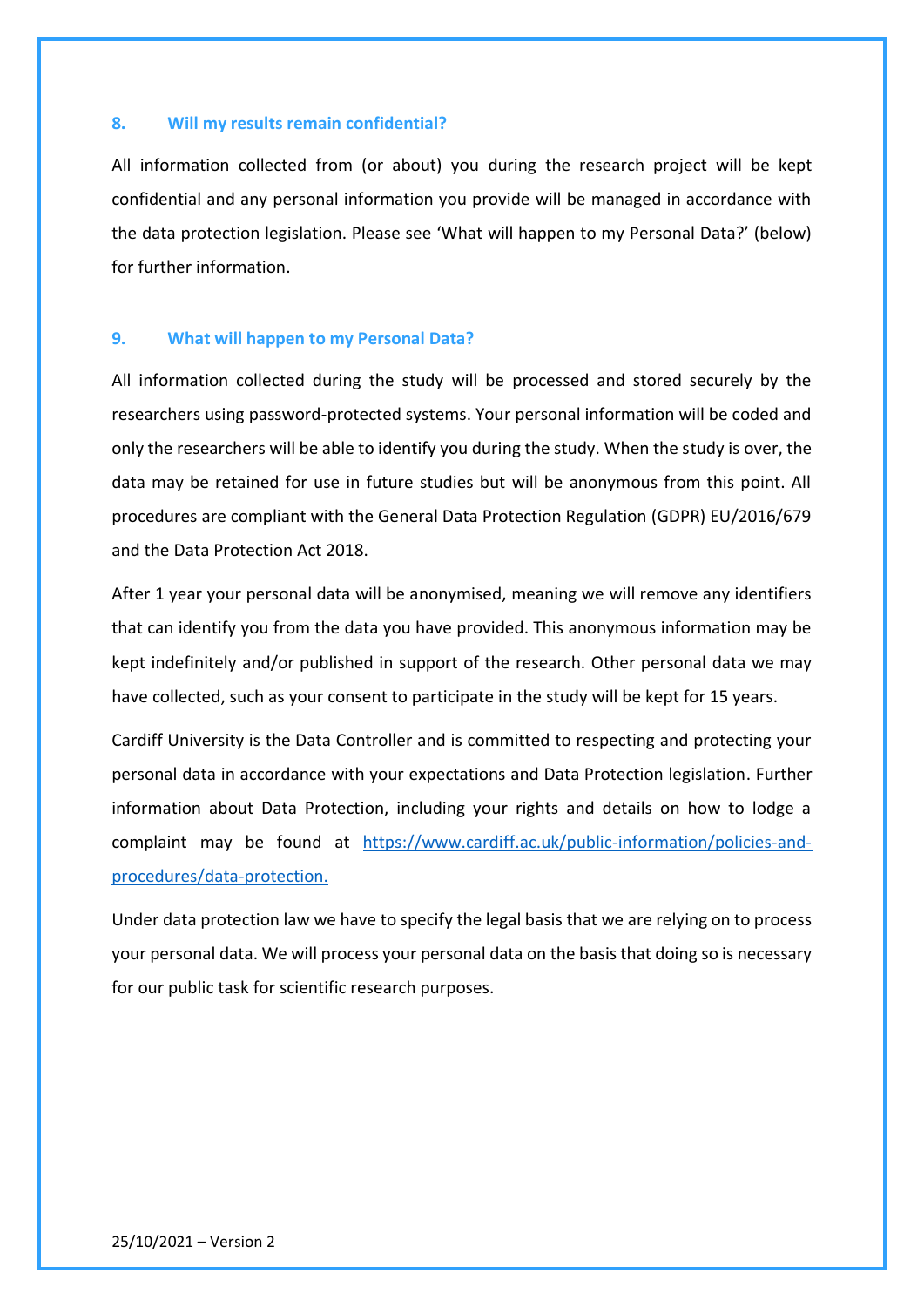## 8. Will my results remain confidential?

All information collected from (or about) you during the research project will be kept confidential and any personal information you provide will be managed in accordance with the data protection legislation. Please see 'What will happen to my Personal Data?' (below) for further information.

## 9. What will happen to my Personal Data?

All information collected during the study will be processed and stored securely by the researchers using password-protected systems. Your personal information will be coded and only the researchers will be able to identify you during the study. When the study is over, the data may be retained for use in future studies but will be anonymous from this point. All procedures are compliant with the General Data Protection Regulation (GDPR) EU/2016/679 and the Data Protection Act 2018.

After 1 year your personal data will be anonymised, meaning we will remove any identifiers that can identify you from the data you have provided. This anonymous information may be kept indefinitely and/or published in support of the research. Other personal data we may have collected, such as your consent to participate in the study will be kept for 15 years.

Cardiff University is the Data Controller and is committed to respecting and protecting your personal data in accordance with your expectations and Data Protection legislation. Further information about Data Protection, including your rights and details on how to lodge a complaint may be found at [https://www.cardiff.ac.uk/public-information/policies-and-procedures/data-protection.](https://www.cardiff.ac.uk/public-information/policies-and-procedures/data-protection)

Under data protection law we have to specify the legal basis that we are relying on to process your personal data. We will process your personal data on the basis that doing so is necessary for our public task for scientific research purposes.

25/10/2021 – Version 2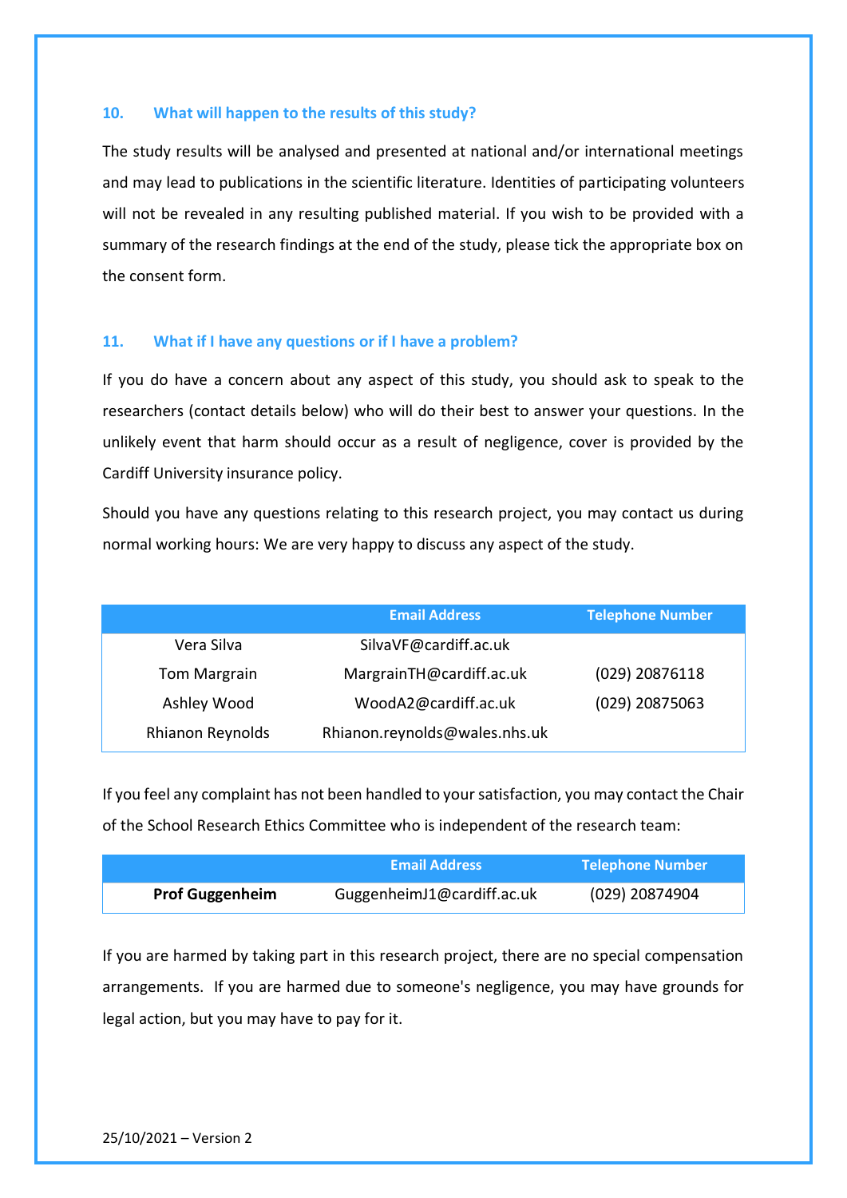## 10. What will happen to the results of this study?

The study results will be analysed and presented at national and/or international meetings and may lead to publications in the scientific literature. Identities of participating volunteers will not be revealed in any resulting published material. If you wish to be provided with a summary of the research findings at the end of the study, please tick the appropriate box on the consent form.

## 11. What if I have any questions or if I have a problem?

If you do have a concern about any aspect of this study, you should ask to speak to the researchers (contact details below) who will do their best to answer your questions. In the unlikely event that harm should occur as a result of negligence, cover is provided by the Cardiff University insurance policy.

Should you have any questions relating to this research project, you may contact us during normal working hours: We are very happy to discuss any aspect of the study.

| | Email Address | Telephone Number |
|---|---|---|
| Vera Silva | SilvaVF@cardiff.ac.uk | |
| Tom Margrain | MargrainTH@cardiff.ac.uk | (029) 20876118 |
| Ashley Wood | WoodA2@cardiff.ac.uk | (029) 20875063 |
| Rhianon Reynolds | Rhianon.reynolds@wales.nhs.uk | |

If you feel any complaint has not been handled to your satisfaction, you may contact the Chair of the School Research Ethics Committee who is independent of the research team:

| | Email Address | Telephone Number |
|---|---|---|
| **Prof Guggenheim** | GuggenheimJ1@cardiff.ac.uk | (029) 20874904 |

If you are harmed by taking part in this research project, there are no special compensation arrangements. If you are harmed due to someone's negligence, you may have grounds for legal action, but you may have to pay for it.

25/10/2021 – Version 2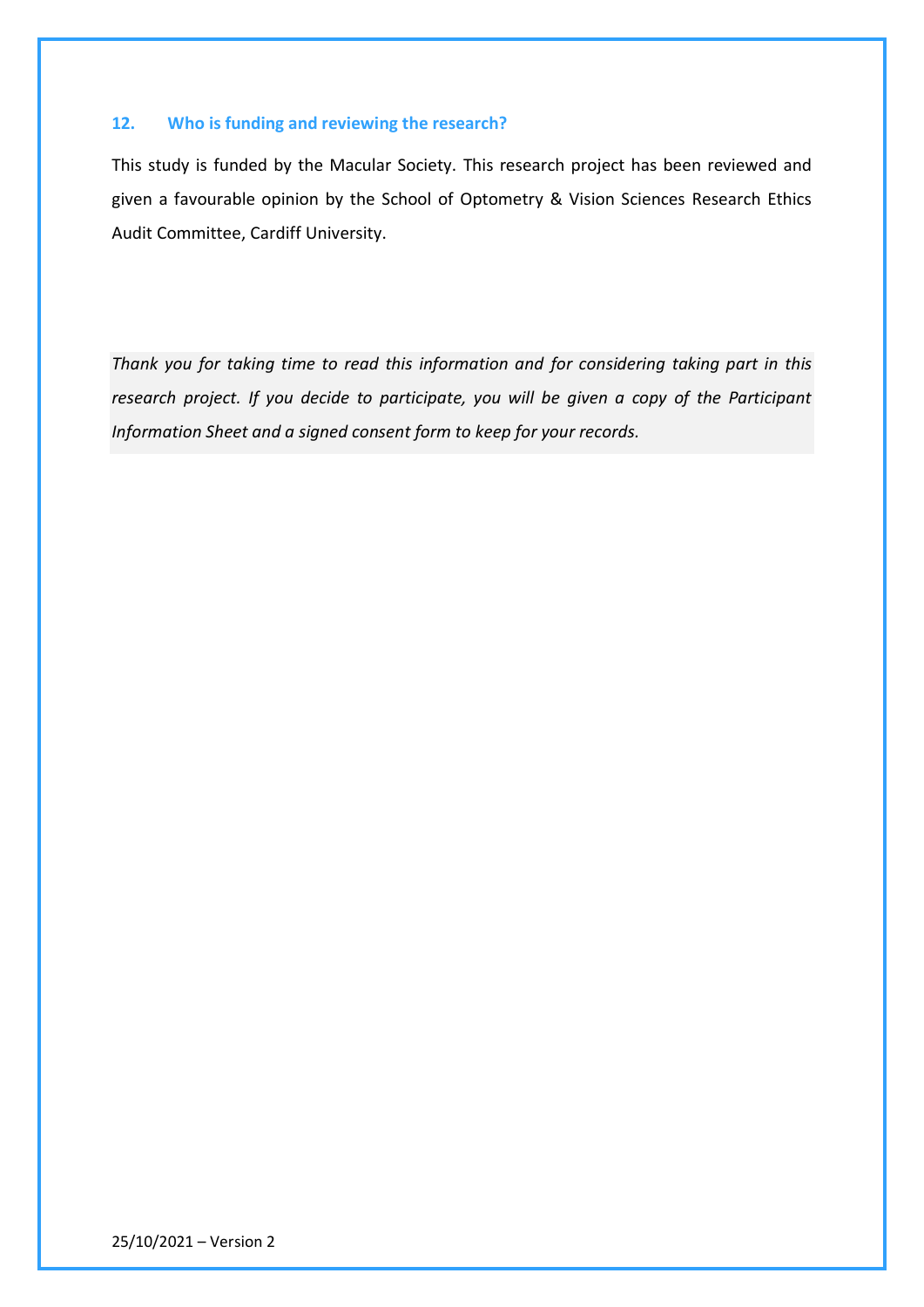### 12. Who is funding and reviewing the research?

This study is funded by the Macular Society. This research project has been reviewed and given a favourable opinion by the School of Optometry & Vision Sciences Research Ethics Audit Committee, Cardiff University.

*Thank you for taking time to read this information and for considering taking part in this research project. If you decide to participate, you will be given a copy of the Participant Information Sheet and a signed consent form to keep for your records.*

25/10/2021 – Version 2